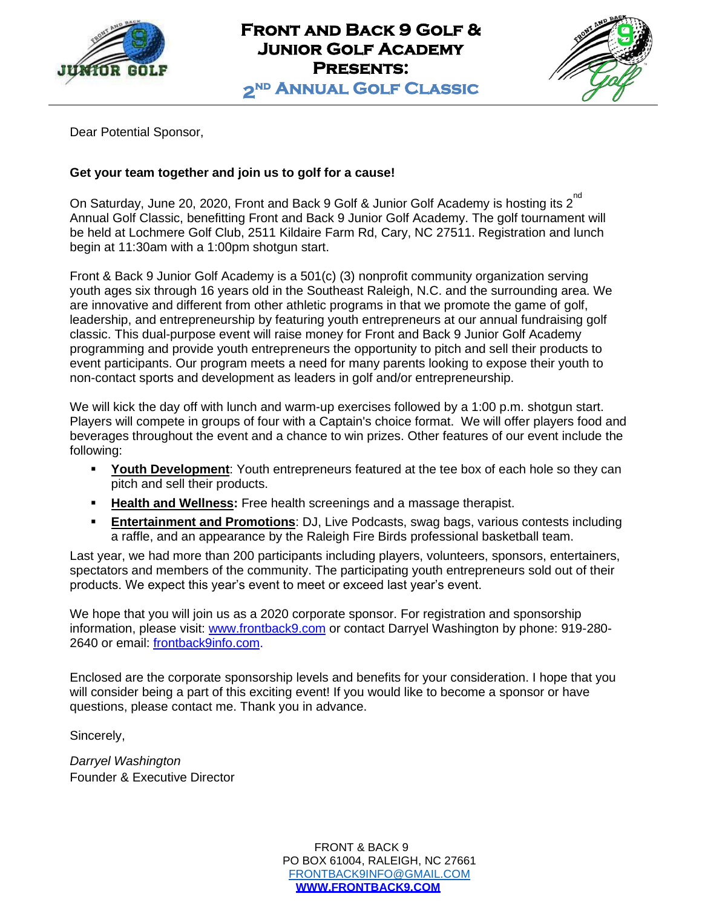# Front and Back 9 Golf & Junior Golf Academy Presents:

## 2nd Annual Golf Classic

Dear Potential Sponsor,

**Get your team together and join us to golf for a cause!**

On Saturday, June 20, 2020, Front and Back 9 Golf & Junior Golf Academy is hosting its 2nd Annual Golf Classic, benefitting Front and Back 9 Junior Golf Academy. The golf tournament will be held at Lochmere Golf Club, 2511 Kildaire Farm Rd, Cary, NC 27511. Registration and lunch begin at 11:30am with a 1:00pm shotgun start.

Front & Back 9 Junior Golf Academy is a 501(c) (3) nonprofit community organization serving youth ages six through 16 years old in the Southeast Raleigh, N.C. and the surrounding area. We are innovative and different from other athletic programs in that we promote the game of golf, leadership, and entrepreneurship by featuring youth entrepreneurs at our annual fundraising golf classic. This dual-purpose event will raise money for Front and Back 9 Junior Golf Academy programming and provide youth entrepreneurs the opportunity to pitch and sell their products to event participants. Our program meets a need for many parents looking to expose their youth to non-contact sports and development as leaders in golf and/or entrepreneurship.

We will kick the day off with lunch and warm-up exercises followed by a 1:00 p.m. shotgun start. Players will compete in groups of four with a Captain's choice format. We will offer players food and beverages throughout the event and a chance to win prizes. Other features of our event include the following:

- **Youth Development**: Youth entrepreneurs featured at the tee box of each hole so they can pitch and sell their products.
- **Health and Wellness:** Free health screenings and a massage therapist.
- **Entertainment and Promotions**: DJ, Live Podcasts, swag bags, various contests including a raffle, and an appearance by the Raleigh Fire Birds professional basketball team.

Last year, we had more than 200 participants including players, volunteers, sponsors, entertainers, spectators and members of the community. The participating youth entrepreneurs sold out of their products. We expect this year's event to meet or exceed last year's event.

We hope that you will join us as a 2020 corporate sponsor. For registration and sponsorship information, please visit: www.frontback9.com or contact Darryel Washington by phone: 919-280-2640 or email: frontback9info.com.

Enclosed are the corporate sponsorship levels and benefits for your consideration. I hope that you will consider being a part of this exciting event! If you would like to become a sponsor or have questions, please contact me. Thank you in advance.

Sincerely,

*Darryel Washington*
Founder & Executive Director

FRONT & BACK 9
PO BOX 61004, RALEIGH, NC 27661
FRONTBACK9INFO@GMAIL.COM
**WWW.FRONTBACK9.COM**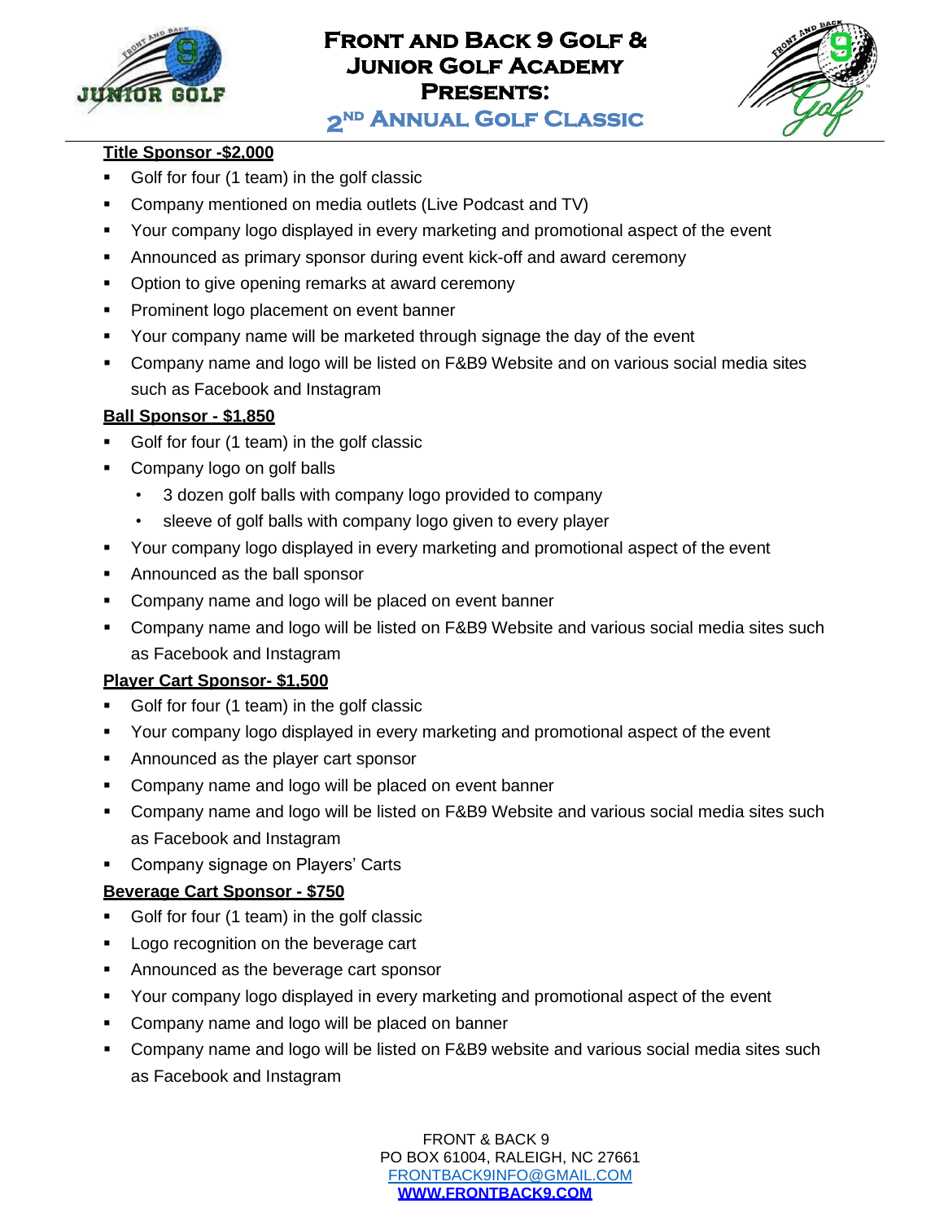# Front and Back 9 Golf & Junior Golf Academy Presents:

## 2ND Annual Golf Classic

**Title Sponsor -$2,000**

- Golf for four (1 team) in the golf classic
- Company mentioned on media outlets (Live Podcast and TV)
- Your company logo displayed in every marketing and promotional aspect of the event
- Announced as primary sponsor during event kick-off and award ceremony
- Option to give opening remarks at award ceremony
- Prominent logo placement on event banner
- Your company name will be marketed through signage the day of the event
- Company name and logo will be listed on F&B9 Website and on various social media sites such as Facebook and Instagram

**Ball Sponsor - $1,850**

- Golf for four (1 team) in the golf classic
- Company logo on golf balls
  - 3 dozen golf balls with company logo provided to company
  - sleeve of golf balls with company logo given to every player
- Your company logo displayed in every marketing and promotional aspect of the event
- Announced as the ball sponsor
- Company name and logo will be placed on event banner
- Company name and logo will be listed on F&B9 Website and various social media sites such as Facebook and Instagram

**Player Cart Sponsor- $1,500**

- Golf for four (1 team) in the golf classic
- Your company logo displayed in every marketing and promotional aspect of the event
- Announced as the player cart sponsor
- Company name and logo will be placed on event banner
- Company name and logo will be listed on F&B9 Website and various social media sites such as Facebook and Instagram
- Company signage on Players' Carts

**Beverage Cart Sponsor - $750**

- Golf for four (1 team) in the golf classic
- Logo recognition on the beverage cart
- Announced as the beverage cart sponsor
- Your company logo displayed in every marketing and promotional aspect of the event
- Company name and logo will be placed on banner
- Company name and logo will be listed on F&B9 website and various social media sites such as Facebook and Instagram

FRONT & BACK 9
PO BOX 61004, RALEIGH, NC 27661
FRONTBACK9INFO@GMAIL.COM
**WWW.FRONTBACK9.COM**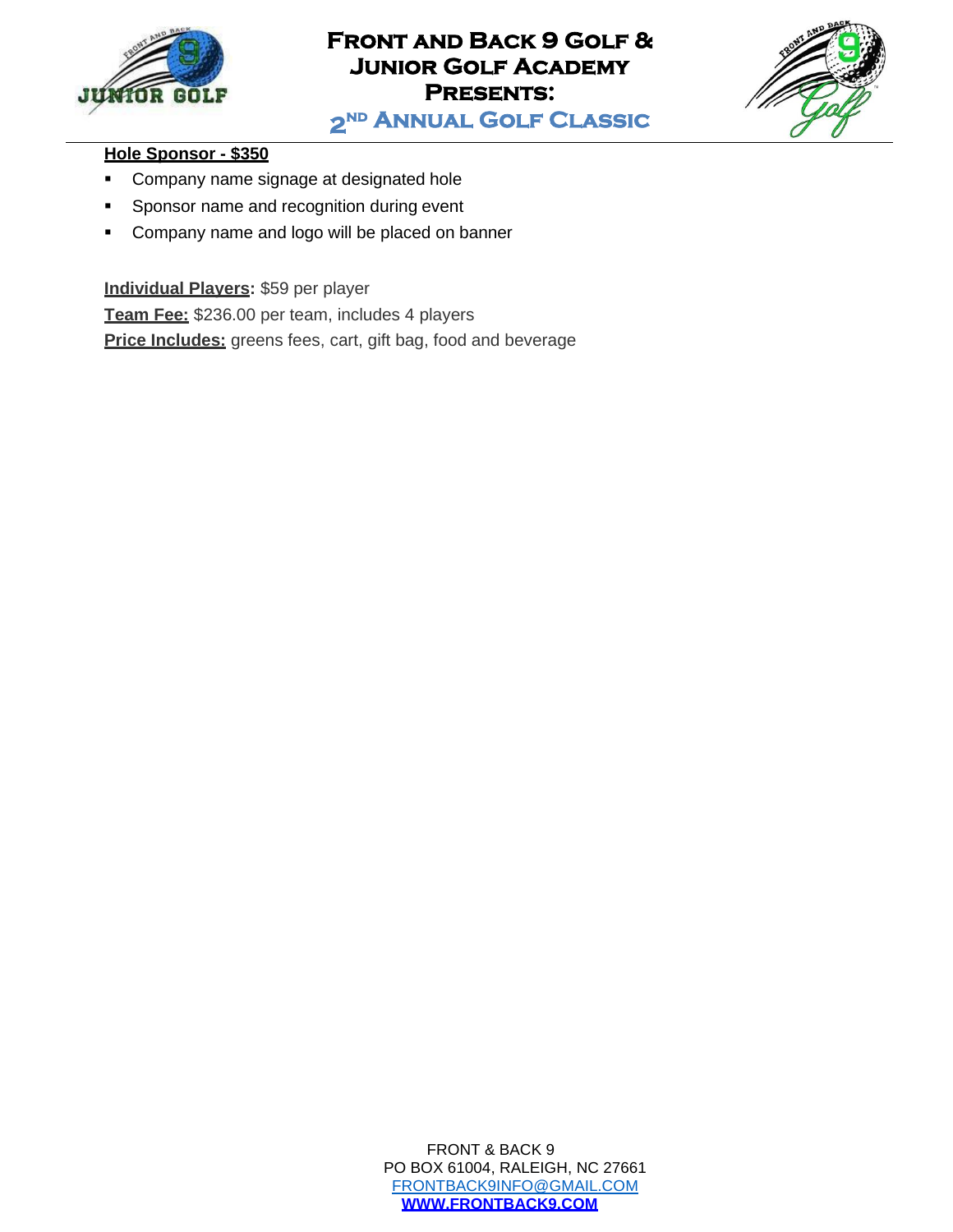# Front and Back 9 Golf & Junior Golf Academy Presents:

## 2nd Annual Golf Classic

**Hole Sponsor - $350**

- Company name signage at designated hole
- Sponsor name and recognition during event
- Company name and logo will be placed on banner

**Individual Players:** $59 per player

**Team Fee:** $236.00 per team, includes 4 players

**Price Includes:** greens fees, cart, gift bag, food and beverage

FRONT & BACK 9
PO BOX 61004, RALEIGH, NC 27661
FRONTBACK9INFO@GMAIL.COM
**WWW.FRONTBACK9.COM**